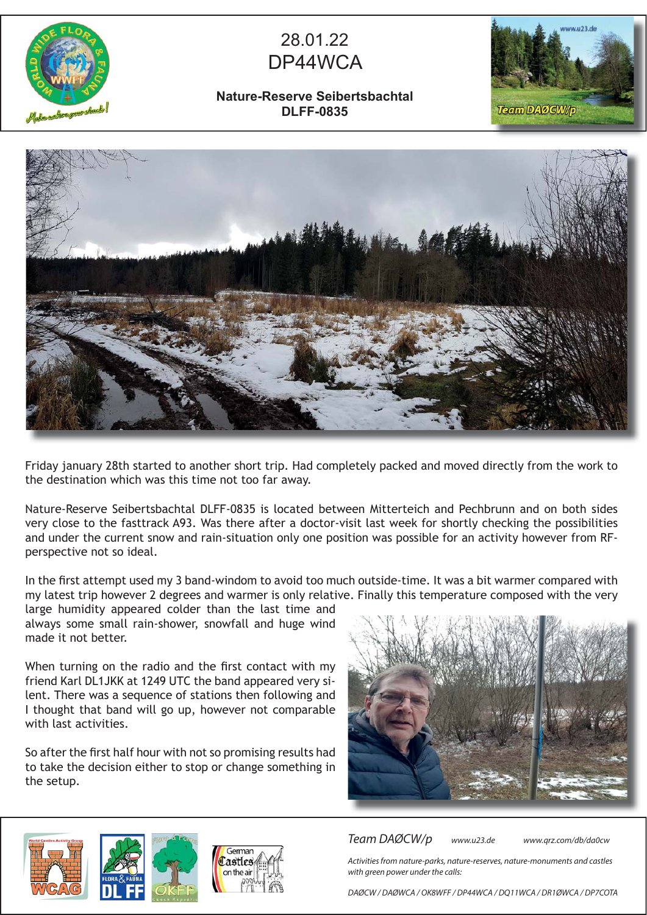# 28.01.22
# DP44WCA

**Nature-Reserve Seibertsbachtal**
**DLFF-0835**

Friday january 28th started to another short trip. Had completely packed and moved directly from the work to the destination which was this time not too far away.

Nature-Reserve Seibertsbachtal DLFF-0835 is located between Mitterteich and Pechbrunn and on both sides very close to the fasttrack A93. Was there after a doctor-visit last week for shortly checking the possibilities and under the current snow and rain-situation only one position was possible for an activity however from RF-perspective not so ideal.

In the first attempt used my 3 band-windom to avoid too much outside-time. It was a bit warmer compared with my latest trip however 2 degrees and warmer is only relative. Finally this temperature composed with the very large humidity appeared colder than the last time and always some small rain-shower, snowfall and huge wind made it not better.

When turning on the radio and the first contact with my friend Karl DL1JKK at 1249 UTC the band appeared very silent. There was a sequence of stations then following and I thought that band will go up, however not comparable with last activities.

So after the first half hour with not so promising results had to take the decision either to stop or change something in the setup.

*Team DAØCW/p* *www.u23.de* *www.qrz.com/db/da0cw*

*Activities from nature-parks, nature-reserves, nature-monuments and castles with green power under the calls:*

*DAØCW / DAØWCA / OK8WFF / DP44WCA / DQ11WCA / DR1ØWCA / DP7COTA*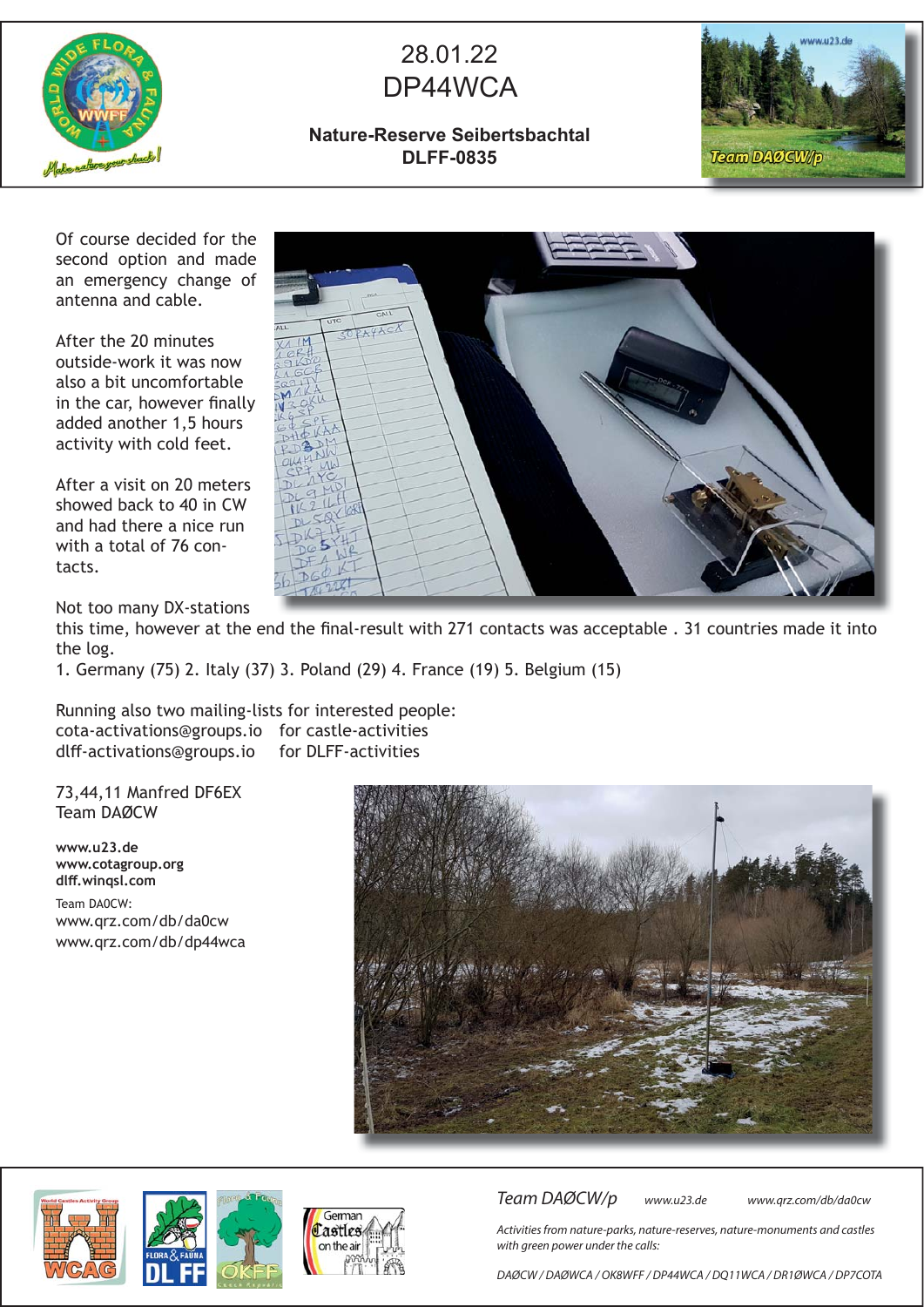28.01.22
DP44WCA

**Nature-Reserve Seibertsbachtal**
**DLFF-0835**

Of course decided for the second option and made an emergency change of antenna and cable.

After the 20 minutes outside-work it was now also a bit uncomfortable in the car, however finally added another 1,5 hours activity with cold feet.

After a visit on 20 meters showed back to 40 in CW and had there a nice run with a total of 76 contacts.

Not too many DX-stations this time, however at the end the final-result with 271 contacts was acceptable . 31 countries made it into the log.

1. Germany (75) 2. Italy (37) 3. Poland (29) 4. France (19) 5. Belgium (15)

Running also two mailing-lists for interested people:
cota-activations@groups.io for castle-activities
dlff-activations@groups.io for DLFF-activities

73,44,11 Manfred DF6EX
Team DAØCW

**www.u23.de**
**www.cotagroup.org**
**dlff.winqsl.com**

Team DA0CW:
www.qrz.com/db/da0cw
www.qrz.com/db/dp44wca

*Team DAØCW/p* *www.u23.de* *www.qrz.com/db/da0cw*

*Activities from nature-parks, nature-reserves, nature-monuments and castles with green power under the calls:*

*DAØCW / DAØWCA / OK8WFF / DP44WCA / DQ11WCA / DR1ØWCA / DP7COTA*